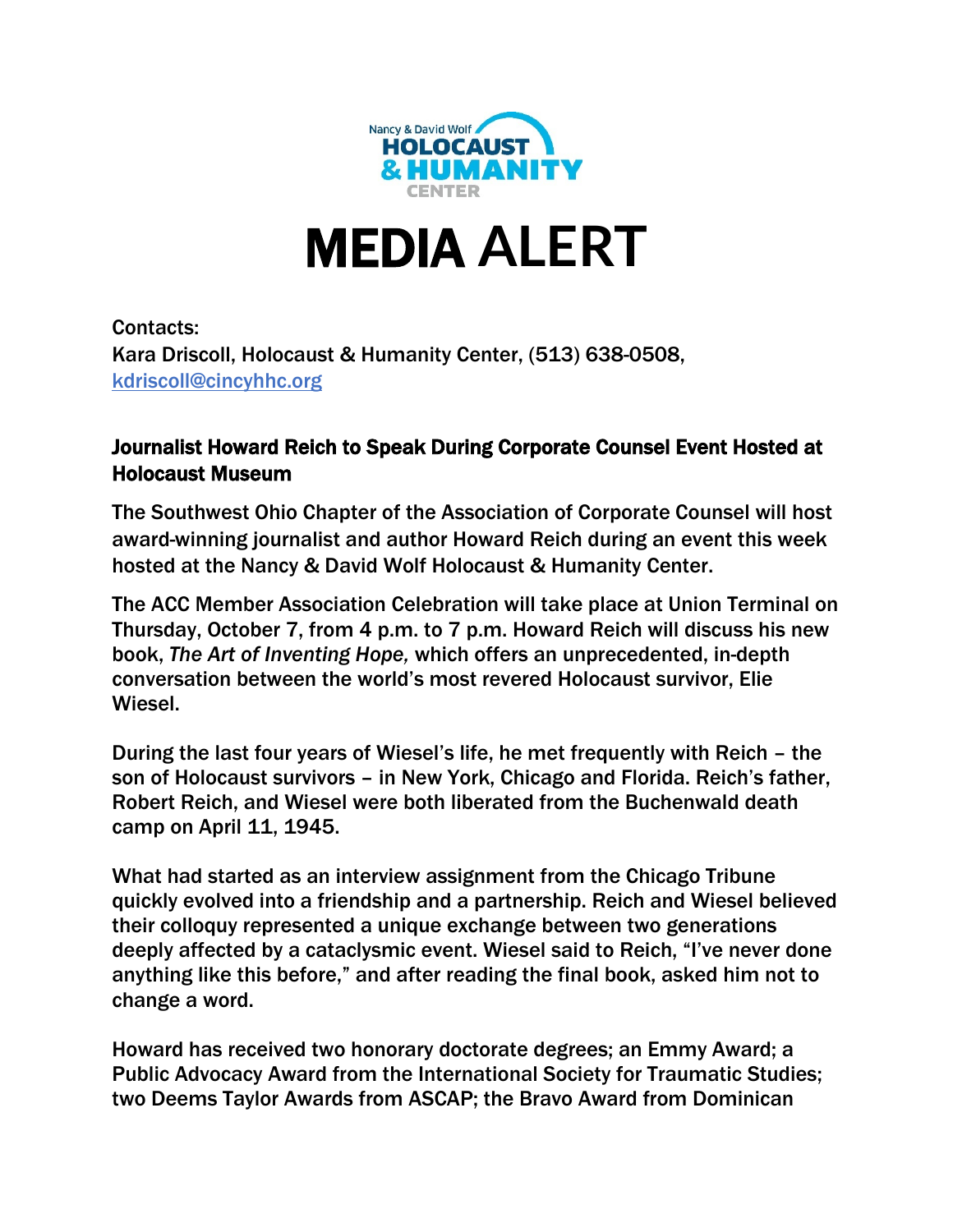Nancy & David Wolf **HOLOCAUST & HUMANITY** CENTER

# MEDIA ALERT

Contacts:
Kara Driscoll, Holocaust & Humanity Center, (513) 638-0508, kdriscoll@cincyhhc.org

### Journalist Howard Reich to Speak During Corporate Counsel Event Hosted at Holocaust Museum

The Southwest Ohio Chapter of the Association of Corporate Counsel will host award-winning journalist and author Howard Reich during an event this week hosted at the Nancy & David Wolf Holocaust & Humanity Center.

The ACC Member Association Celebration will take place at Union Terminal on Thursday, October 7, from 4 p.m. to 7 p.m. Howard Reich will discuss his new book, *The Art of Inventing Hope,* which offers an unprecedented, in-depth conversation between the world's most revered Holocaust survivor, Elie Wiesel.

During the last four years of Wiesel's life, he met frequently with Reich – the son of Holocaust survivors – in New York, Chicago and Florida. Reich's father, Robert Reich, and Wiesel were both liberated from the Buchenwald death camp on April 11, 1945.

What had started as an interview assignment from the Chicago Tribune quickly evolved into a friendship and a partnership. Reich and Wiesel believed their colloquy represented a unique exchange between two generations deeply affected by a cataclysmic event. Wiesel said to Reich, "I've never done anything like this before," and after reading the final book, asked him not to change a word.

Howard has received two honorary doctorate degrees; an Emmy Award; a Public Advocacy Award from the International Society for Traumatic Studies; two Deems Taylor Awards from ASCAP; the Bravo Award from Dominican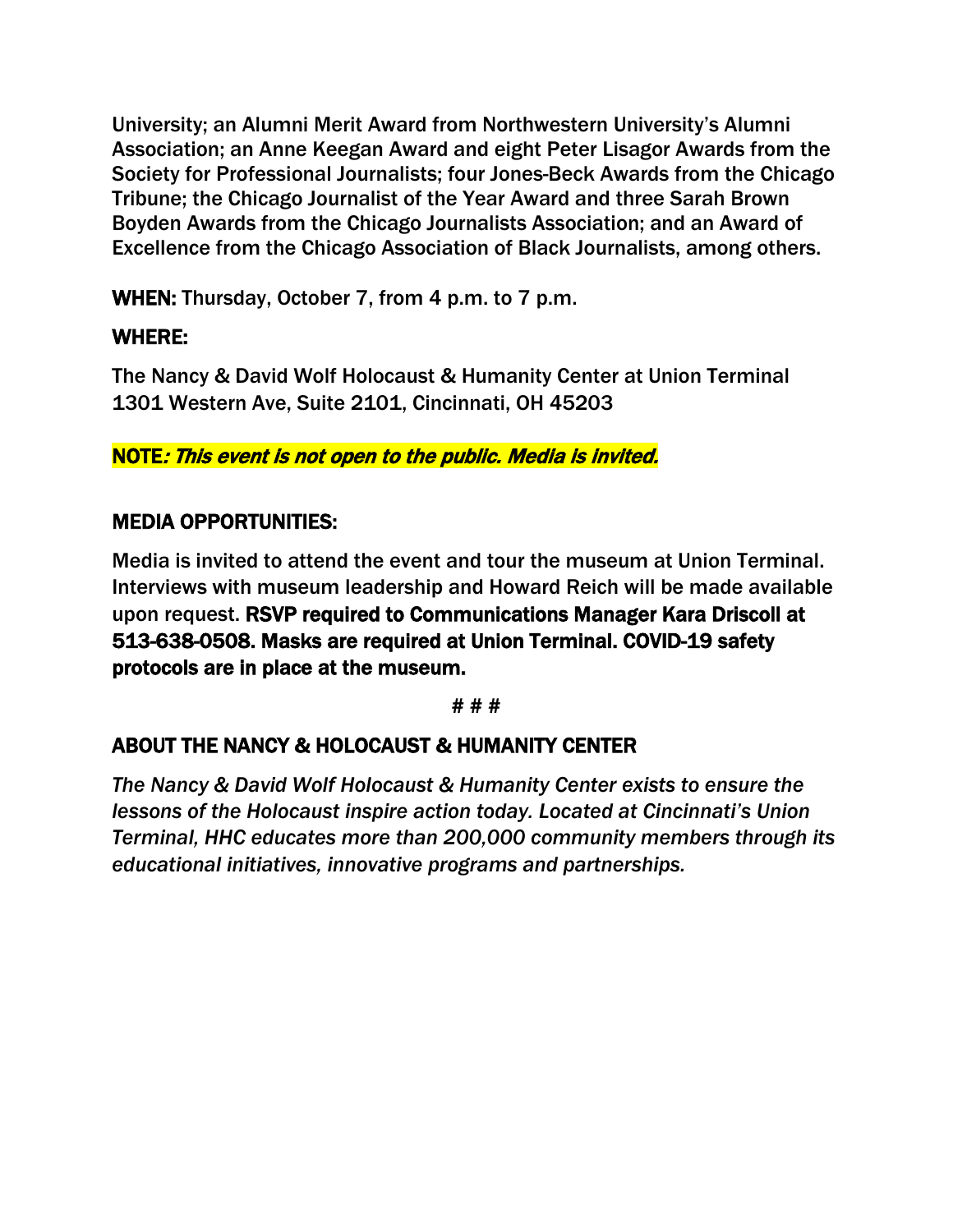University; an Alumni Merit Award from Northwestern University's Alumni Association; an Anne Keegan Award and eight Peter Lisagor Awards from the Society for Professional Journalists; four Jones-Beck Awards from the Chicago Tribune; the Chicago Journalist of the Year Award and three Sarah Brown Boyden Awards from the Chicago Journalists Association; and an Award of Excellence from the Chicago Association of Black Journalists, among others.

**WHEN:** Thursday, October 7, from 4 p.m. to 7 p.m.

**WHERE:**

The Nancy & David Wolf Holocaust & Humanity Center at Union Terminal
1301 Western Ave, Suite 2101, Cincinnati, OH 45203

**NOTE*: This event is not open to the public. Media is invited.***

**MEDIA OPPORTUNITIES:**

Media is invited to attend the event and tour the museum at Union Terminal. Interviews with museum leadership and Howard Reich will be made available upon request. **RSVP required to Communications Manager Kara Driscoll at 513-638-0508. Masks are required at Union Terminal. COVID-19 safety protocols are in place at the museum.**

# # #

**ABOUT THE NANCY & HOLOCAUST & HUMANITY CENTER**

*The Nancy & David Wolf Holocaust & Humanity Center exists to ensure the lessons of the Holocaust inspire action today. Located at Cincinnati's Union Terminal, HHC educates more than 200,000 community members through its educational initiatives, innovative programs and partnerships.*